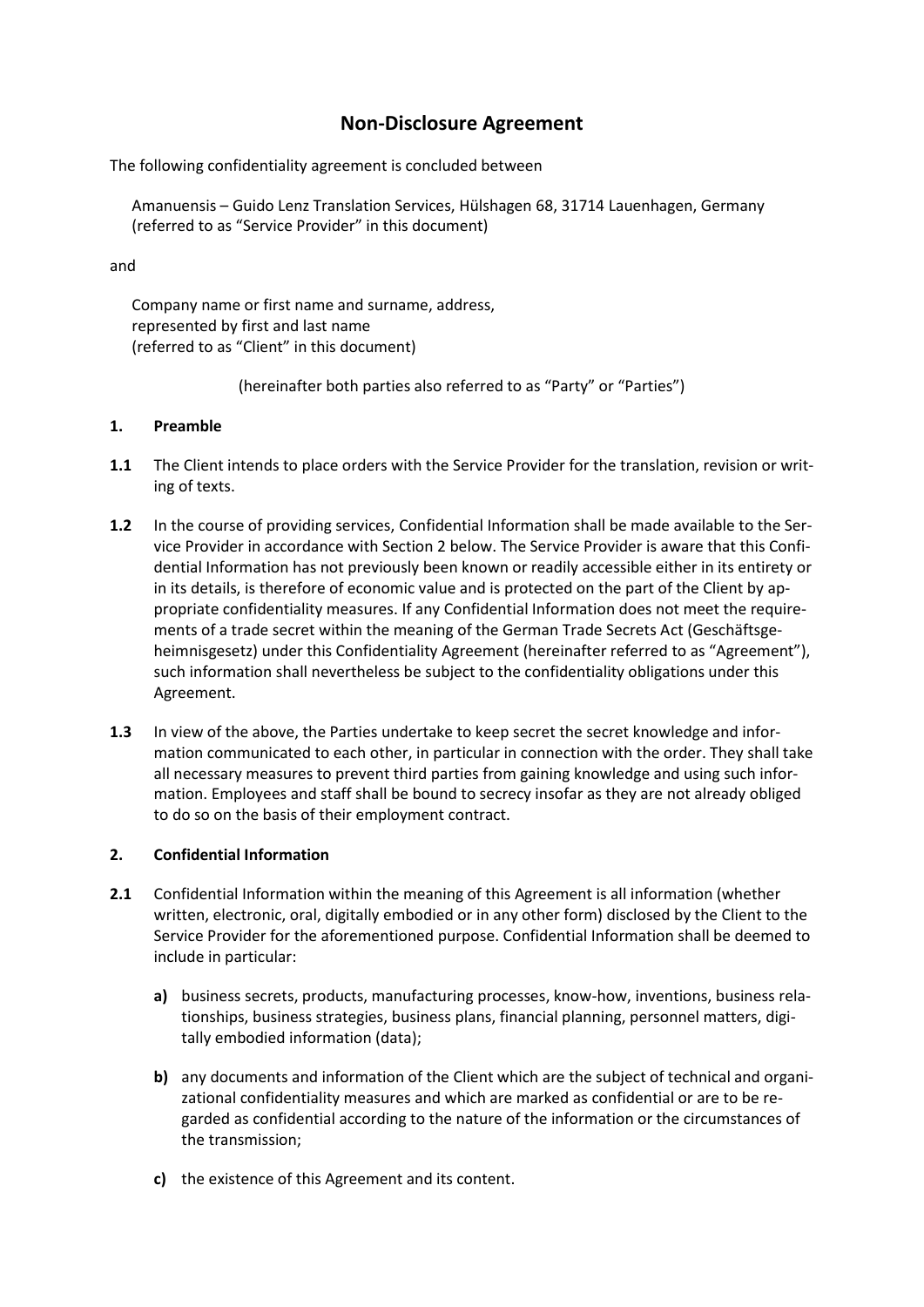# Non-Disclosure Agreement

The following confidentiality agreement is concluded between

Amanuensis – Guido Lenz Translation Services, Hülshagen 68, 31714 Lauenhagen, Germany
(referred to as "Service Provider" in this document)

and

Company name or first name and surname, address,
represented by first and last name
(referred to as "Client" in this document)

(hereinafter both parties also referred to as "Party" or "Parties")

## 1. Preamble

**1.1** The Client intends to place orders with the Service Provider for the translation, revision or writing of texts.

**1.2** In the course of providing services, Confidential Information shall be made available to the Service Provider in accordance with Section 2 below. The Service Provider is aware that this Confidential Information has not previously been known or readily accessible either in its entirety or in its details, is therefore of economic value and is protected on the part of the Client by appropriate confidentiality measures. If any Confidential Information does not meet the requirements of a trade secret within the meaning of the German Trade Secrets Act (Geschäftsgeheimnisgesetz) under this Confidentiality Agreement (hereinafter referred to as "Agreement"), such information shall nevertheless be subject to the confidentiality obligations under this Agreement.

**1.3** In view of the above, the Parties undertake to keep secret the secret knowledge and information communicated to each other, in particular in connection with the order. They shall take all necessary measures to prevent third parties from gaining knowledge and using such information. Employees and staff shall be bound to secrecy insofar as they are not already obliged to do so on the basis of their employment contract.

## 2. Confidential Information

**2.1** Confidential Information within the meaning of this Agreement is all information (whether written, electronic, oral, digitally embodied or in any other form) disclosed by the Client to the Service Provider for the aforementioned purpose. Confidential Information shall be deemed to include in particular:

- **a)** business secrets, products, manufacturing processes, know-how, inventions, business relationships, business strategies, business plans, financial planning, personnel matters, digitally embodied information (data);
- **b)** any documents and information of the Client which are the subject of technical and organizational confidentiality measures and which are marked as confidential or are to be regarded as confidential according to the nature of the information or the circumstances of the transmission;
- **c)** the existence of this Agreement and its content.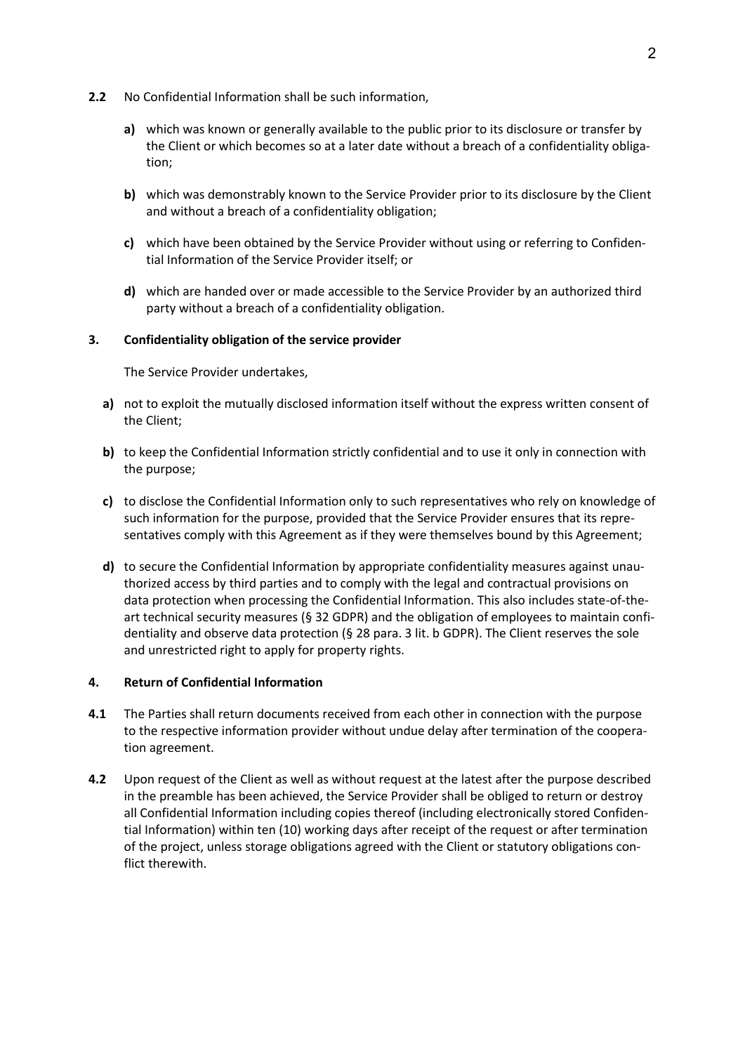**2.2** No Confidential Information shall be such information,

- **a)** which was known or generally available to the public prior to its disclosure or transfer by the Client or which becomes so at a later date without a breach of a confidentiality obligation;
- **b)** which was demonstrably known to the Service Provider prior to its disclosure by the Client and without a breach of a confidentiality obligation;
- **c)** which have been obtained by the Service Provider without using or referring to Confidential Information of the Service Provider itself; or
- **d)** which are handed over or made accessible to the Service Provider by an authorized third party without a breach of a confidentiality obligation.

## 3. Confidentiality obligation of the service provider

The Service Provider undertakes,

- **a)** not to exploit the mutually disclosed information itself without the express written consent of the Client;
- **b)** to keep the Confidential Information strictly confidential and to use it only in connection with the purpose;
- **c)** to disclose the Confidential Information only to such representatives who rely on knowledge of such information for the purpose, provided that the Service Provider ensures that its representatives comply with this Agreement as if they were themselves bound by this Agreement;
- **d)** to secure the Confidential Information by appropriate confidentiality measures against unauthorized access by third parties and to comply with the legal and contractual provisions on data protection when processing the Confidential Information. This also includes state-of-the-art technical security measures (§ 32 GDPR) and the obligation of employees to maintain confidentiality and observe data protection (§ 28 para. 3 lit. b GDPR). The Client reserves the sole and unrestricted right to apply for property rights.

## 4. Return of Confidential Information

**4.1** The Parties shall return documents received from each other in connection with the purpose to the respective information provider without undue delay after termination of the cooperation agreement.

**4.2** Upon request of the Client as well as without request at the latest after the purpose described in the preamble has been achieved, the Service Provider shall be obliged to return or destroy all Confidential Information including copies thereof (including electronically stored Confidential Information) within ten (10) working days after receipt of the request or after termination of the project, unless storage obligations agreed with the Client or statutory obligations conflict therewith.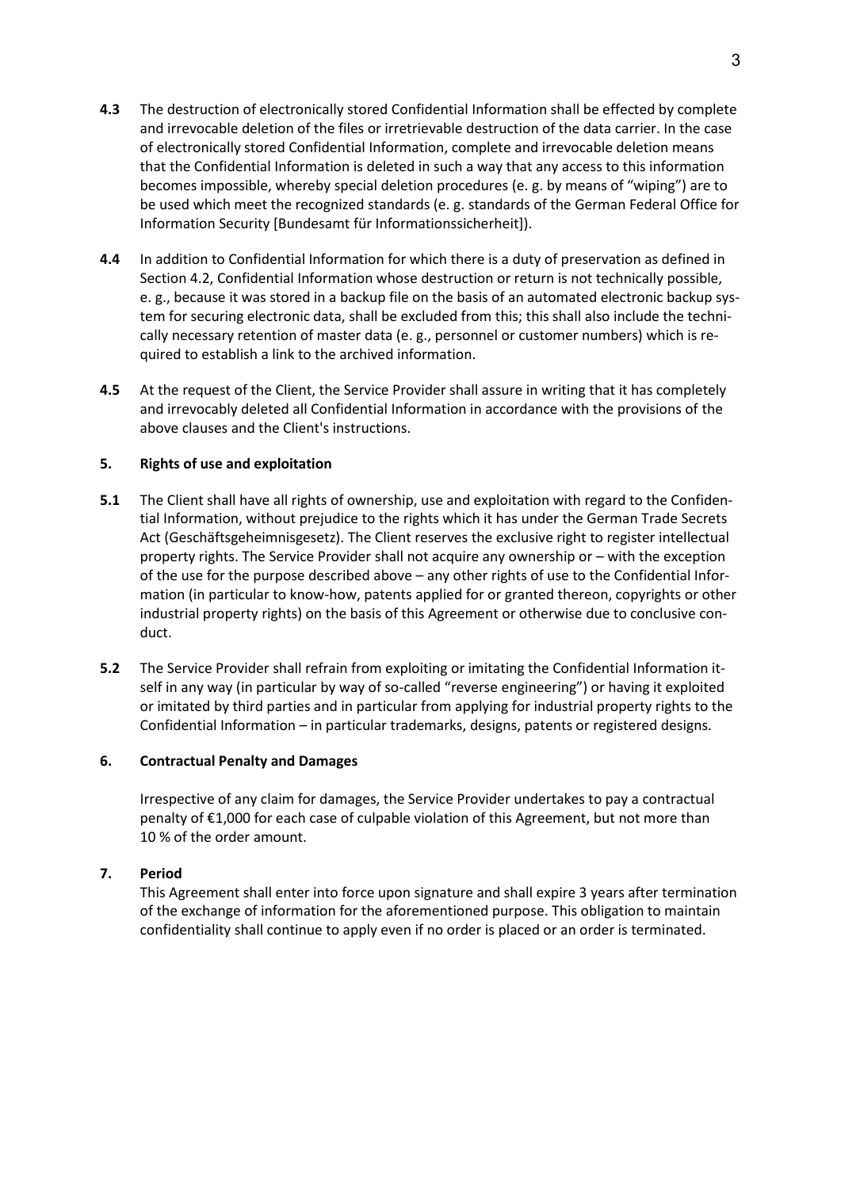**4.3** The destruction of electronically stored Confidential Information shall be effected by complete and irrevocable deletion of the files or irretrievable destruction of the data carrier. In the case of electronically stored Confidential Information, complete and irrevocable deletion means that the Confidential Information is deleted in such a way that any access to this information becomes impossible, whereby special deletion procedures (e. g. by means of "wiping") are to be used which meet the recognized standards (e. g. standards of the German Federal Office for Information Security [Bundesamt für Informationssicherheit]).

**4.4** In addition to Confidential Information for which there is a duty of preservation as defined in Section 4.2, Confidential Information whose destruction or return is not technically possible, e. g., because it was stored in a backup file on the basis of an automated electronic backup system for securing electronic data, shall be excluded from this; this shall also include the technically necessary retention of master data (e. g., personnel or customer numbers) which is required to establish a link to the archived information.

**4.5** At the request of the Client, the Service Provider shall assure in writing that it has completely and irrevocably deleted all Confidential Information in accordance with the provisions of the above clauses and the Client's instructions.

**5. Rights of use and exploitation**

**5.1** The Client shall have all rights of ownership, use and exploitation with regard to the Confidential Information, without prejudice to the rights which it has under the German Trade Secrets Act (Geschäftsgeheimnisgesetz). The Client reserves the exclusive right to register intellectual property rights. The Service Provider shall not acquire any ownership or – with the exception of the use for the purpose described above – any other rights of use to the Confidential Information (in particular to know-how, patents applied for or granted thereon, copyrights or other industrial property rights) on the basis of this Agreement or otherwise due to conclusive conduct.

**5.2** The Service Provider shall refrain from exploiting or imitating the Confidential Information itself in any way (in particular by way of so-called "reverse engineering") or having it exploited or imitated by third parties and in particular from applying for industrial property rights to the Confidential Information – in particular trademarks, designs, patents or registered designs.

**6. Contractual Penalty and Damages**

Irrespective of any claim for damages, the Service Provider undertakes to pay a contractual penalty of €1,000 for each case of culpable violation of this Agreement, but not more than 10 % of the order amount.

**7. Period**

This Agreement shall enter into force upon signature and shall expire 3 years after termination of the exchange of information for the aforementioned purpose. This obligation to maintain confidentiality shall continue to apply even if no order is placed or an order is terminated.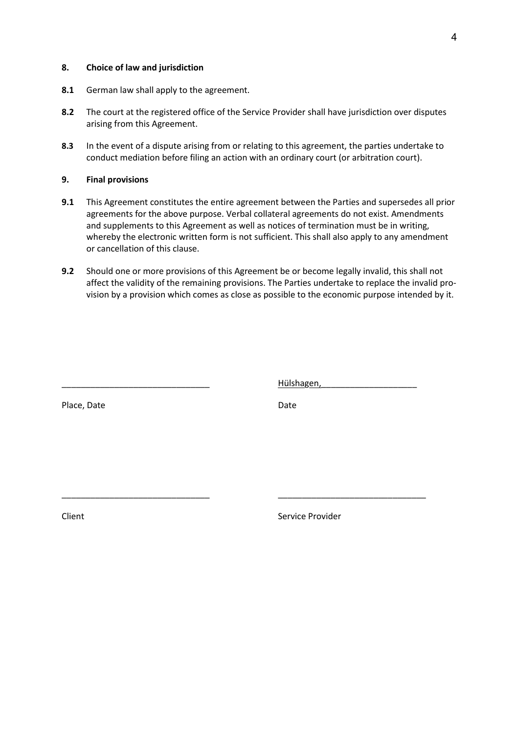## 8. Choice of law and jurisdiction

**8.1** German law shall apply to the agreement.

**8.2** The court at the registered office of the Service Provider shall have jurisdiction over disputes arising from this Agreement.

**8.3** In the event of a dispute arising from or relating to this agreement, the parties undertake to conduct mediation before filing an action with an ordinary court (or arbitration court).

## 9. Final provisions

**9.1** This Agreement constitutes the entire agreement between the Parties and supersedes all prior agreements for the above purpose. Verbal collateral agreements do not exist. Amendments and supplements to this Agreement as well as notices of termination must be in writing, whereby the electronic written form is not sufficient. This shall also apply to any amendment or cancellation of this clause.

**9.2** Should one or more provisions of this Agreement be or become legally invalid, this shall not affect the validity of the remaining provisions. The Parties undertake to replace the invalid provision by a provision which comes as close as possible to the economic purpose intended by it.

_______________________________ Hülshagen,____________________

Place, Date Date

_______________________________ _______________________________

Client Service Provider